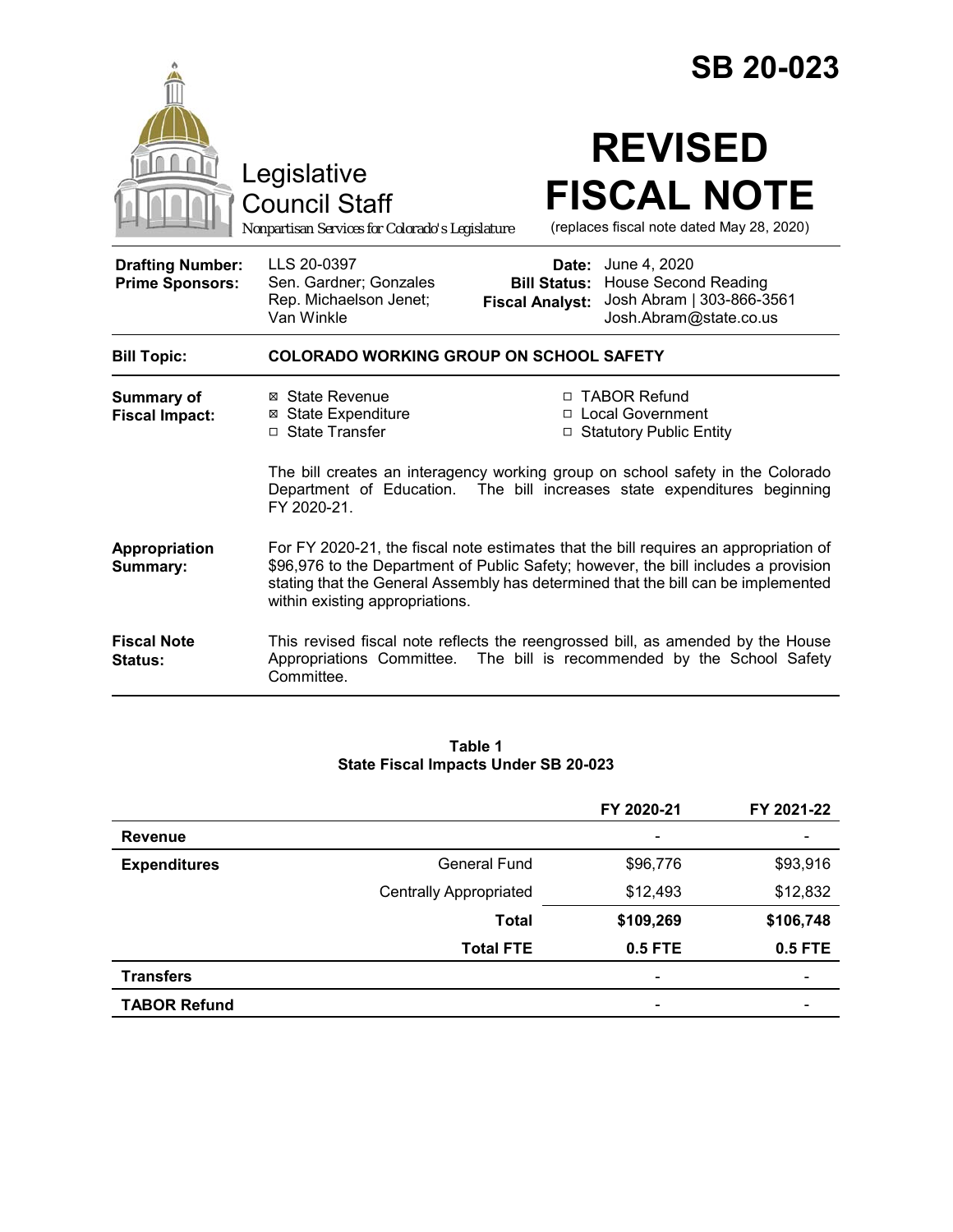# SB 20-023

Legislative Council Staff

*Nonpartisan Services for Colorado's Legislature*

# REVISED FISCAL NOTE

(replaces fiscal note dated May 28, 2020)

| | | | |
|---|---|---|---|
| **Drafting Number:** | LLS 20-0397 | **Date:** | June 4, 2020 |
| **Prime Sponsors:** | Sen. Gardner; Gonzales<br>Rep. Michaelson Jenet; Van Winkle | **Bill Status:** | House Second Reading |
| | | **Fiscal Analyst:** | Josh Abram \| 303-866-3561<br>Josh.Abram@state.co.us |

**Bill Topic:** **COLORADO WORKING GROUP ON SCHOOL SAFETY**

**Summary of Fiscal Impact:**

- ☒ State Revenue
- ☒ State Expenditure
- ☐ State Transfer
- ☐ TABOR Refund
- ☐ Local Government
- ☐ Statutory Public Entity

The bill creates an interagency working group on school safety in the Colorado Department of Education. The bill increases state expenditures beginning FY 2020-21.

**Appropriation Summary:** For FY 2020-21, the fiscal note estimates that the bill requires an appropriation of $96,976 to the Department of Public Safety; however, the bill includes a provision stating that the General Assembly has determined that the bill can be implemented within existing appropriations.

**Fiscal Note Status:** This revised fiscal note reflects the reengrossed bill, as amended by the House Appropriations Committee. The bill is recommended by the School Safety Committee.

**Table 1**
**State Fiscal Impacts Under SB 20-023**

| | | FY 2020-21 | FY 2021-22 |
|---|---|---|---|
| **Revenue** | | - | - |
| **Expenditures** | General Fund | $96,776 | $93,916 |
| | Centrally Appropriated | $12,493 | $12,832 |
| | **Total** | **$109,269** | **$106,748** |
| | **Total FTE** | **0.5 FTE** | **0.5 FTE** |
| **Transfers** | | - | - |
| **TABOR Refund** | | - | - |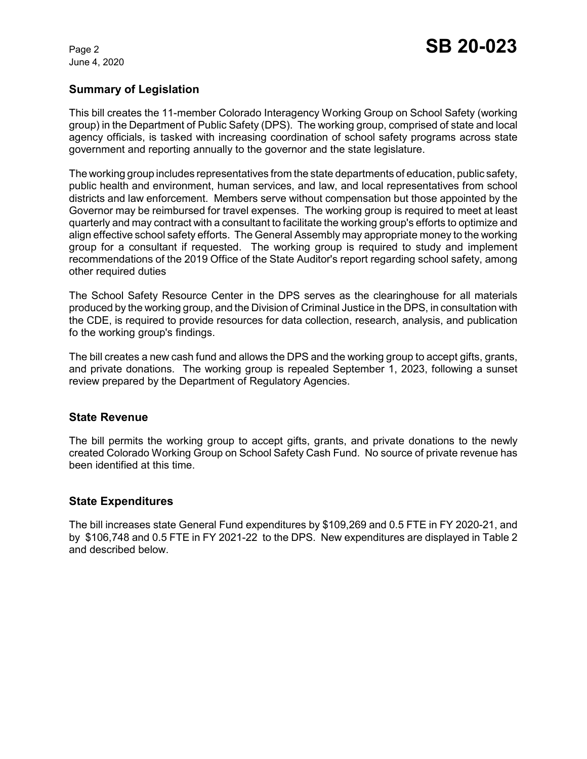## Summary of Legislation

This bill creates the 11-member Colorado Interagency Working Group on School Safety (working group) in the Department of Public Safety (DPS). The working group, comprised of state and local agency officials, is tasked with increasing coordination of school safety programs across state government and reporting annually to the governor and the state legislature.

The working group includes representatives from the state departments of education, public safety, public health and environment, human services, and law, and local representatives from school districts and law enforcement. Members serve without compensation but those appointed by the Governor may be reimbursed for travel expenses. The working group is required to meet at least quarterly and may contract with a consultant to facilitate the working group's efforts to optimize and align effective school safety efforts. The General Assembly may appropriate money to the working group for a consultant if requested. The working group is required to study and implement recommendations of the 2019 Office of the State Auditor's report regarding school safety, among other required duties

The School Safety Resource Center in the DPS serves as the clearinghouse for all materials produced by the working group, and the Division of Criminal Justice in the DPS, in consultation with the CDE, is required to provide resources for data collection, research, analysis, and publication fo the working group's findings.

The bill creates a new cash fund and allows the DPS and the working group to accept gifts, grants, and private donations. The working group is repealed September 1, 2023, following a sunset review prepared by the Department of Regulatory Agencies.

## State Revenue

The bill permits the working group to accept gifts, grants, and private donations to the newly created Colorado Working Group on School Safety Cash Fund. No source of private revenue has been identified at this time.

## State Expenditures

The bill increases state General Fund expenditures by $109,269 and 0.5 FTE in FY 2020-21, and by $106,748 and 0.5 FTE in FY 2021-22 to the DPS. New expenditures are displayed in Table 2 and described below.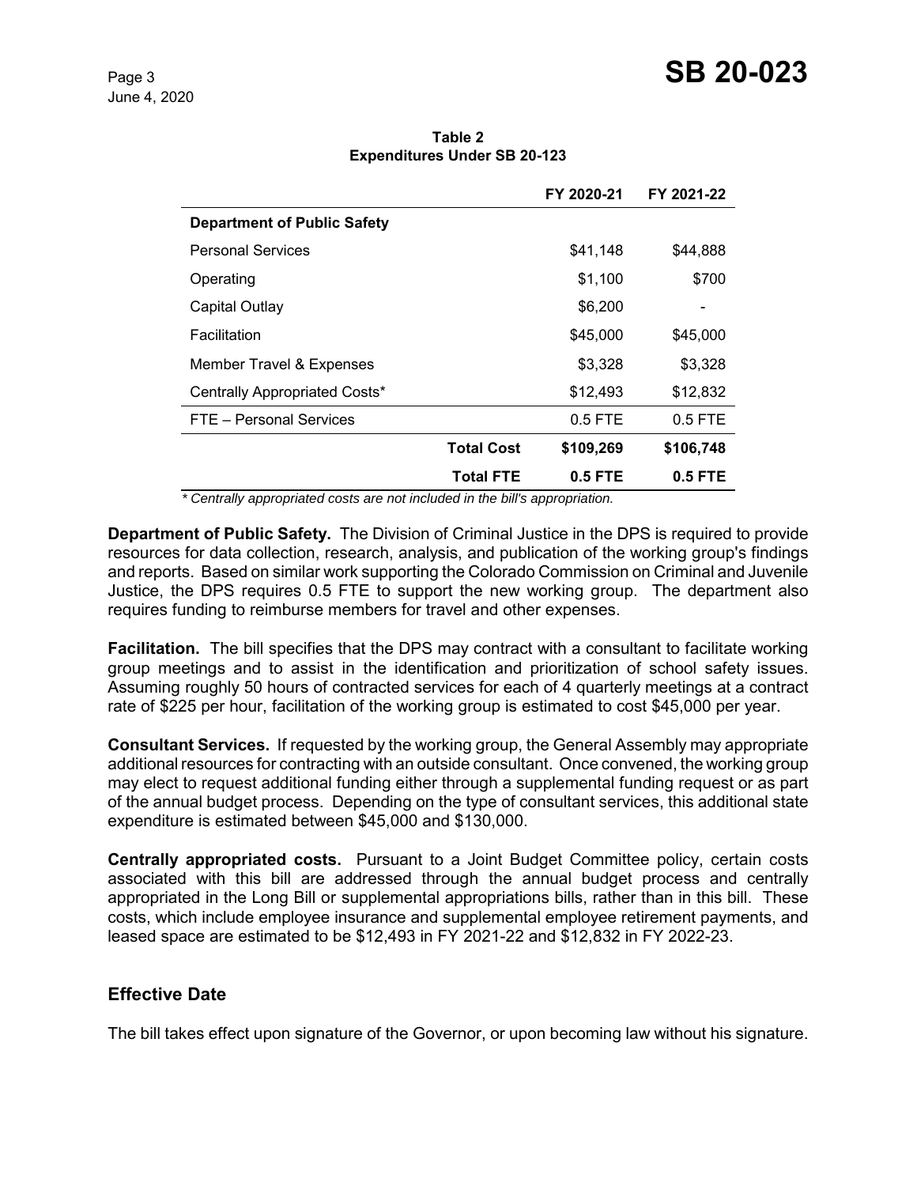**Table 2**
**Expenditures Under SB 20-123**

| | | FY 2020-21 | FY 2021-22 |
|---|---|---|---|
| **Department of Public Safety** | | | |
| Personal Services | | $41,148 | $44,888 |
| Operating | | $1,100 | $700 |
| Capital Outlay | | $6,200 | - |
| Facilitation | | $45,000 | $45,000 |
| Member Travel & Expenses | | $3,328 | $3,328 |
| Centrally Appropriated Costs* | | $12,493 | $12,832 |
| FTE – Personal Services | | 0.5 FTE | 0.5 FTE |
| | **Total Cost** | **$109,269** | **$106,748** |
| | **Total FTE** | **0.5 FTE** | **0.5 FTE** |

*\* Centrally appropriated costs are not included in the bill's appropriation.*

**Department of Public Safety.** The Division of Criminal Justice in the DPS is required to provide resources for data collection, research, analysis, and publication of the working group's findings and reports. Based on similar work supporting the Colorado Commission on Criminal and Juvenile Justice, the DPS requires 0.5 FTE to support the new working group. The department also requires funding to reimburse members for travel and other expenses.

**Facilitation.** The bill specifies that the DPS may contract with a consultant to facilitate working group meetings and to assist in the identification and prioritization of school safety issues. Assuming roughly 50 hours of contracted services for each of 4 quarterly meetings at a contract rate of $225 per hour, facilitation of the working group is estimated to cost $45,000 per year.

**Consultant Services.** If requested by the working group, the General Assembly may appropriate additional resources for contracting with an outside consultant. Once convened, the working group may elect to request additional funding either through a supplemental funding request or as part of the annual budget process. Depending on the type of consultant services, this additional state expenditure is estimated between $45,000 and $130,000.

**Centrally appropriated costs.** Pursuant to a Joint Budget Committee policy, certain costs associated with this bill are addressed through the annual budget process and centrally appropriated in the Long Bill or supplemental appropriations bills, rather than in this bill. These costs, which include employee insurance and supplemental employee retirement payments, and leased space are estimated to be $12,493 in FY 2021-22 and $12,832 in FY 2022-23.

## Effective Date

The bill takes effect upon signature of the Governor, or upon becoming law without his signature.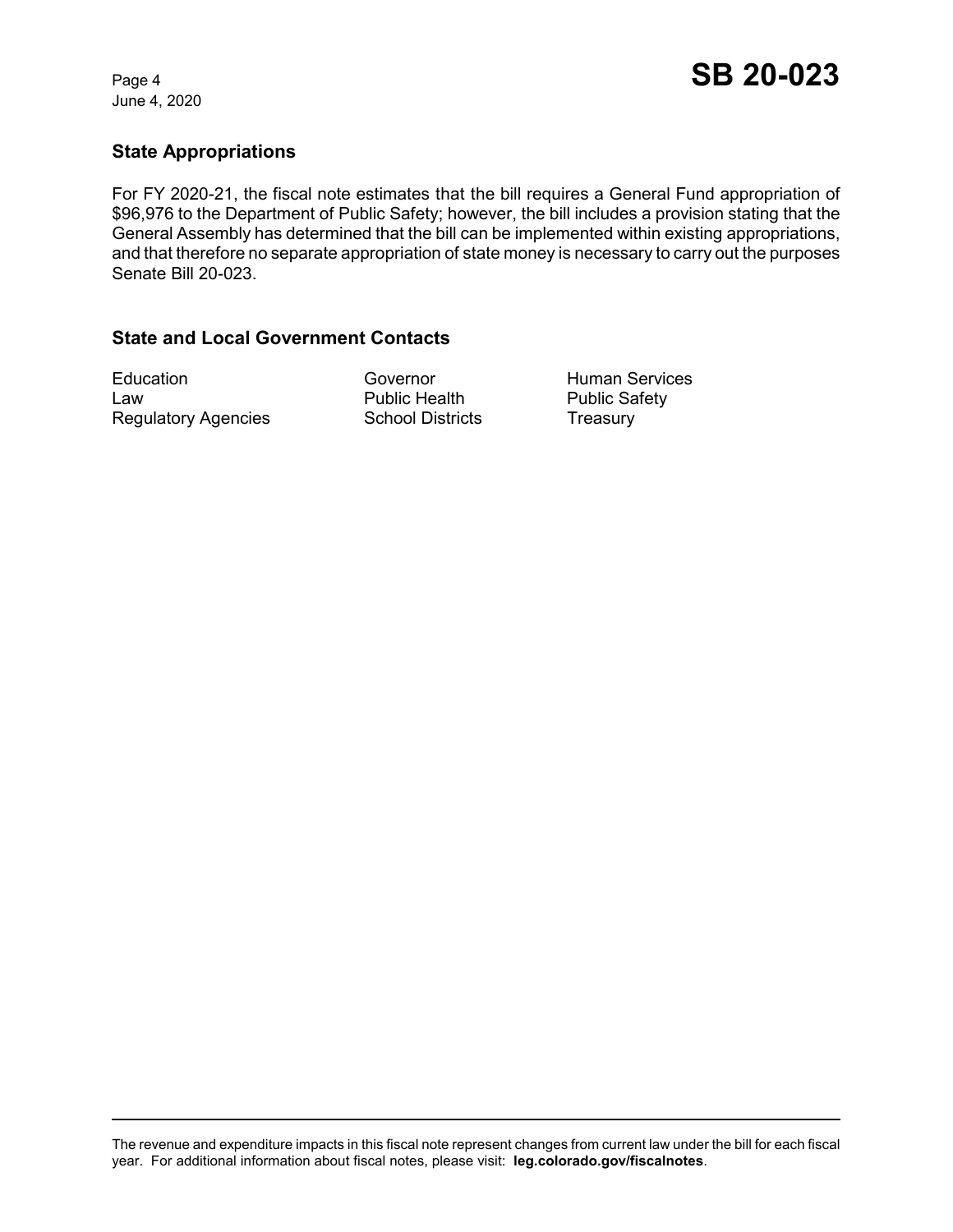## State Appropriations

For FY 2020-21, the fiscal note estimates that the bill requires a General Fund appropriation of $96,976 to the Department of Public Safety; however, the bill includes a provision stating that the General Assembly has determined that the bill can be implemented within existing appropriations, and that therefore no separate appropriation of state money is necessary to carry out the purposes Senate Bill 20-023.

## State and Local Government Contacts

| | | |
|---|---|---|
| Education | Governor | Human Services |
| Law | Public Health | Public Safety |
| Regulatory Agencies | School Districts | Treasury |

The revenue and expenditure impacts in this fiscal note represent changes from current law under the bill for each fiscal year. For additional information about fiscal notes, please visit: **leg.colorado.gov/fiscalnotes**.